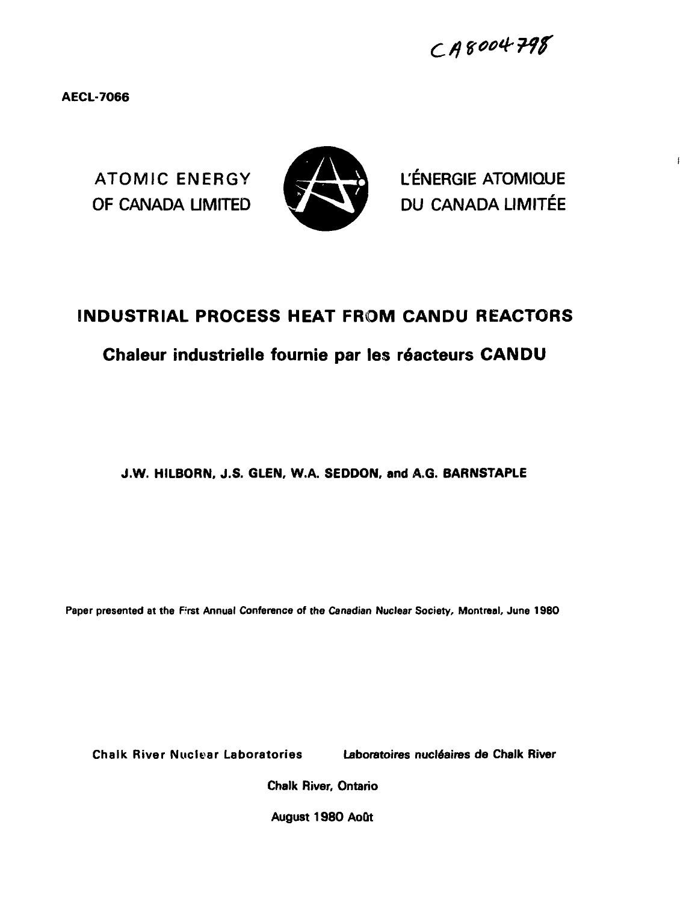CA8004798

**AECL-7066**

ATOMIC ENERGY OF CANADA LIMITED

L'ÉNERGIE ATOMIQUE DU CANADA LIMITÉE

# INDUSTRIAL PROCESS HEAT FROM CANDU REACTORS

## Chaleur industrielle fournie par les réacteurs CANDU

**J.W. HILBORN, J.S. GLEN, W.A. SEDDON, and A.G. BARNSTAPLE**

Paper presented at the First Annual Conference of the Canadian Nuclear Society, Montreal, June 1980

**Chalk River Nuclear Laboratories** &nbsp;&nbsp;&nbsp; **Laboratoires nucléaires de Chalk River**

**Chalk River, Ontario**

**August 1980 Août**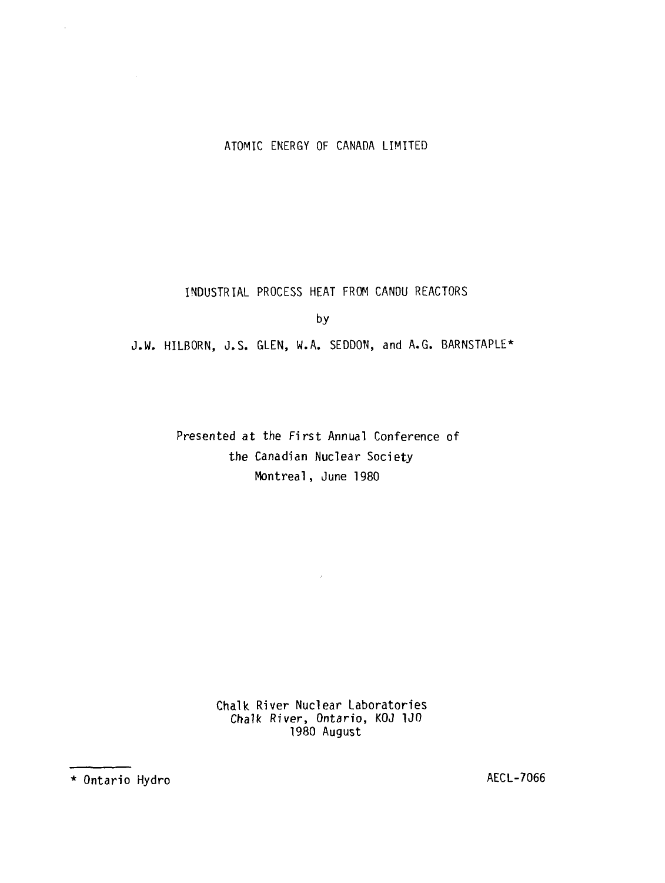ATOMIC ENERGY OF CANADA LIMITED

# INDUSTRIAL PROCESS HEAT FROM CANDU REACTORS

by

J.W. HILBORN, J.S. GLEN, W.A. SEDDON, and A.G. BARNSTAPLE*

Presented at the First Annual Conference of
the Canadian Nuclear Society
Montreal, June 1980

Chalk River Nuclear Laboratories
*Chalk River*, Ontario, KOJ 1J0
1980 August

* Ontario Hydro

AECL-7066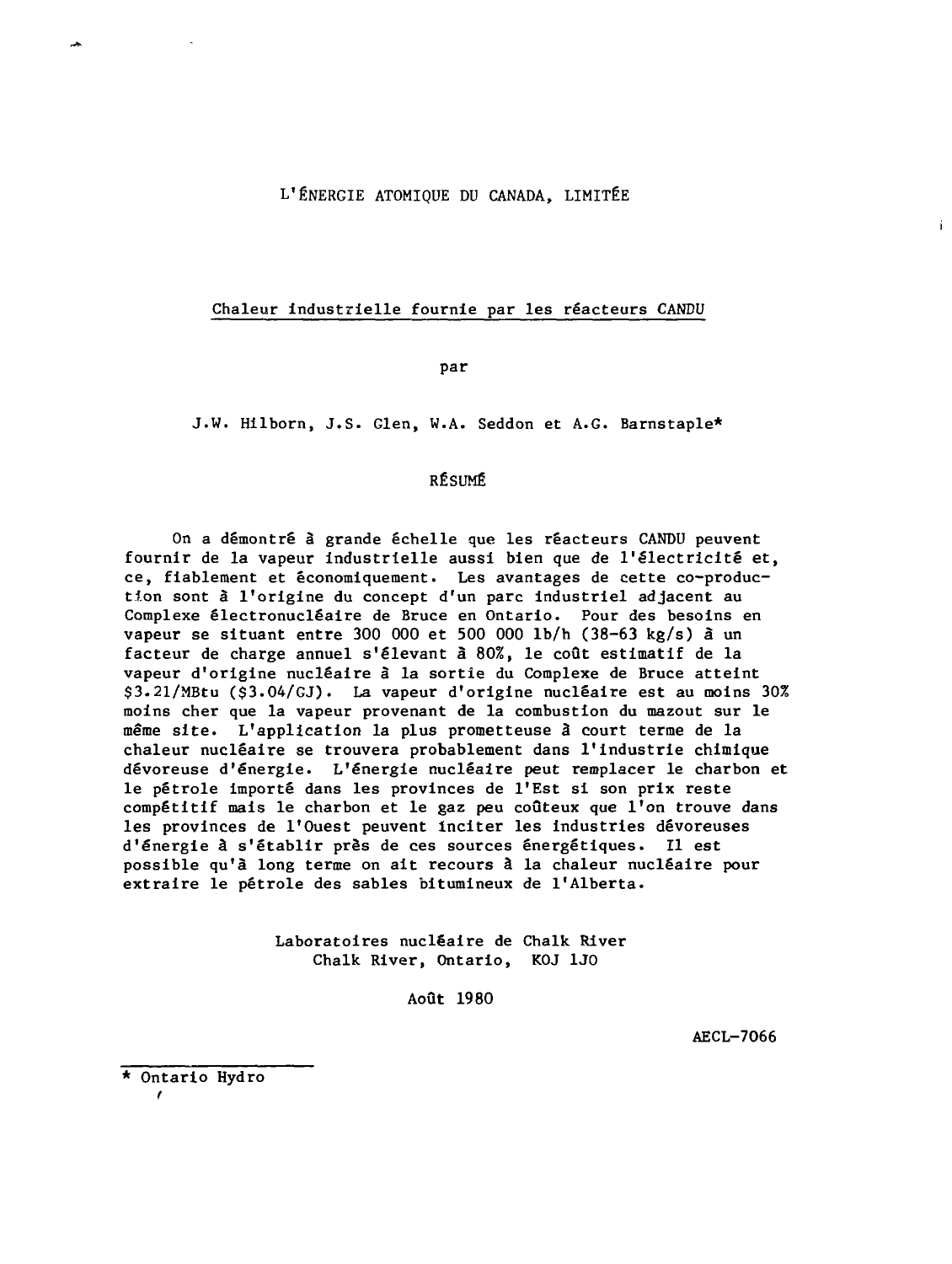L'ÉNERGIE ATOMIQUE DU CANADA, LIMITÉE

# Chaleur industrielle fournie par les réacteurs CANDU

par

J.W. Hilborn, J.S. Glen, W.A. Seddon et A.G. Barnstaple*

## RÉSUMÉ

On a démontré à grande échelle que les réacteurs CANDU peuvent fournir de la vapeur industrielle aussi bien que de l'électricité et, ce, fiablement et économiquement. Les avantages de cette co-production sont à l'origine du concept d'un parc industriel adjacent au Complexe électronucléaire de Bruce en Ontario. Pour des besoins en vapeur se situant entre 300 000 et 500 000 lb/h (38-63 kg/s) à un facteur de charge annuel s'élevant à 80%, le coût estimatif de la vapeur d'origine nucléaire à la sortie du Complexe de Bruce atteint $3.21/MBtu ($3.04/GJ). La vapeur d'origine nucléaire est au moins 30% moins cher que la vapeur provenant de la combustion du mazout sur le même site. L'application la plus prometteuse à court terme de la chaleur nucléaire se trouvera probablement dans l'industrie chimique dévoreuse d'énergie. L'énergie nucléaire peut remplacer le charbon et le pétrole importé dans les provinces de l'Est si son prix reste compétitif mais le charbon et le gaz peu coûteux que l'on trouve dans les provinces de l'Ouest peuvent inciter les industries dévoreuses d'énergie à s'établir près de ces sources énergétiques. Il est possible qu'à long terme on ait recours à la chaleur nucléaire pour extraire le pétrole des sables bitumineux de l'Alberta.

Laboratoires nucléaire de Chalk River
Chalk River, Ontario, KOJ 1JO

Août 1980

AECL-7066

---

* Ontario Hydro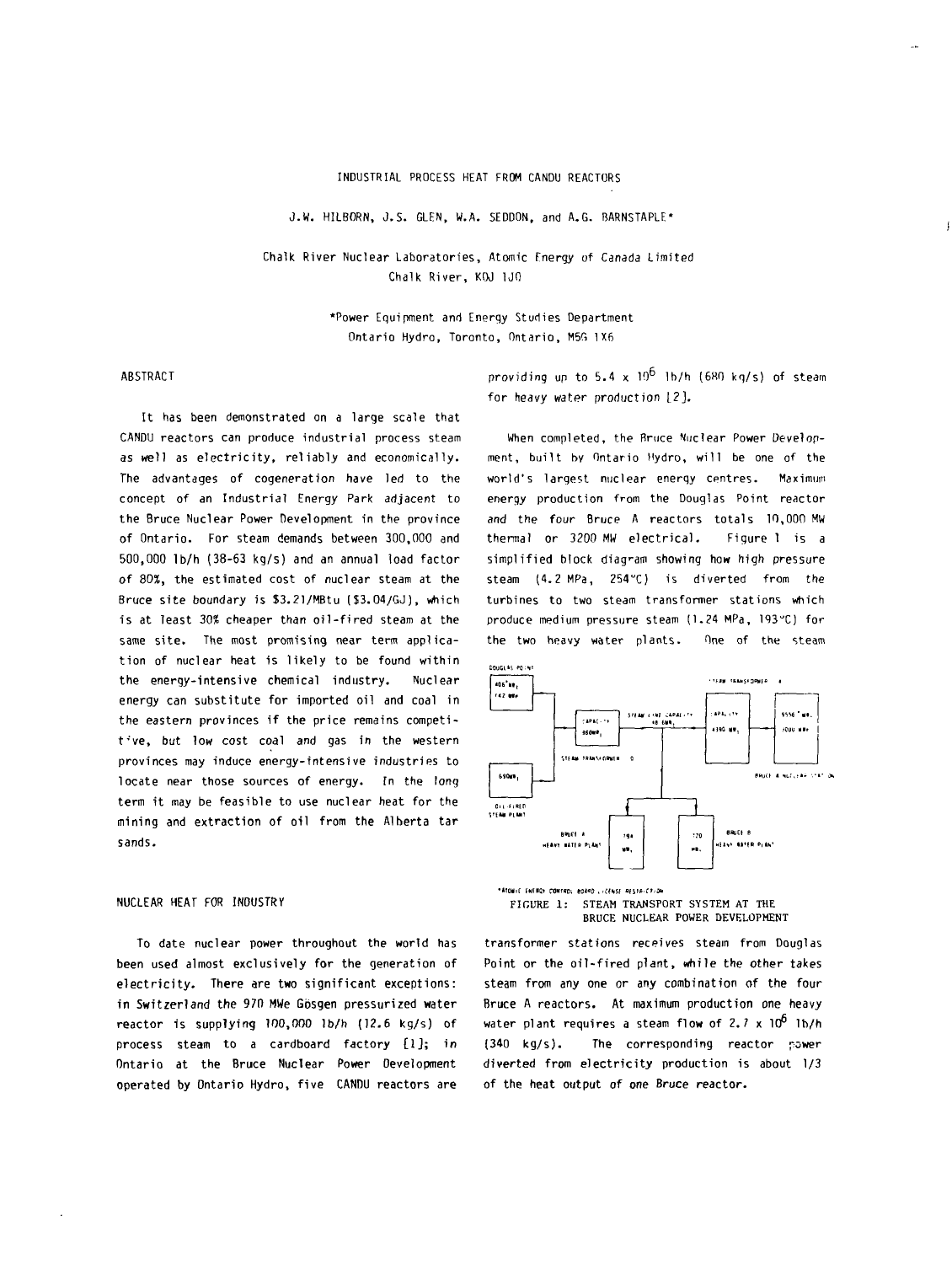INDUSTRIAL PROCESS HEAT FROM CANDU REACTORS

J.W. HILBORN, J.S. GLEN, W.A. SEDDON, and A.G. BARNSTAPLE*

Chalk River Nuclear Laboratories, Atomic Energy of Canada Limited
Chalk River, K0J 1J0

*Power Equipment and Energy Studies Department
Ontario Hydro, Toronto, Ontario, M5G 1X6

## ABSTRACT

It has been demonstrated on a large scale that CANDU reactors can produce industrial process steam as well as electricity, reliably and economically. The advantages of cogeneration have led to the concept of an Industrial Energy Park adjacent to the Bruce Nuclear Power Development in the province of Ontario. For steam demands between 300,000 and 500,000 lb/h (38-63 kg/s) and an annual load factor of 80%, the estimated cost of nuclear steam at the Bruce site boundary is $3.21/MBtu ($3.04/GJ), which is at least 30% cheaper than oil-fired steam at the same site. The most promising near term application of nuclear heat is likely to be found within the energy-intensive chemical industry. Nuclear energy can substitute for imported oil and coal in the eastern provinces if the price remains competitive, but low cost coal and gas in the western provinces may induce energy-intensive industries to locate near those sources of energy. In the long term it may be feasible to use nuclear heat for the mining and extraction of oil from the Alberta tar sands.

## NUCLEAR HEAT FOR INDUSTRY

To date nuclear power throughout the world has been used almost exclusively for the generation of electricity. There are two significant exceptions: in Switzerland the 970 MWe Gösgen pressurized water reactor is supplying 100,000 lb/h (12.6 kg/s) of process steam to a cardboard factory [1]; in Ontario at the Bruce Nuclear Power Development operated by Ontario Hydro, five CANDU reactors are providing up to $5.4 \times 10^6$ lb/h (680 kg/s) of steam for heavy water production [2].

When completed, the Bruce Nuclear Power Development, built by Ontario Hydro, will be one of the world's largest nuclear energy centres. Maximum energy production from the Douglas Point reactor and the four Bruce A reactors totals 10,000 MW thermal or 3200 MW electrical. Figure 1 is a simplified block diagram showing how high pressure steam (4.2 MPa, 254°C) is diverted from the turbines to two steam transformer stations which produce medium pressure steam (1.24 MPa, 193°C) for the two heavy water plants. One of the steam transformer stations receives steam from Douglas Point or the oil-fired plant, while the other takes steam from any one or any combination of the four Bruce A reactors. At maximum production one heavy water plant requires a steam flow of $2.7 \times 10^6$ lb/h (340 kg/s). The corresponding reactor power diverted from electricity production is about 1/3 of the heat output of one Bruce reactor.

FIGURE 1: STEAM TRANSPORT SYSTEM AT THE BRUCE NUCLEAR POWER DEVELOPMENT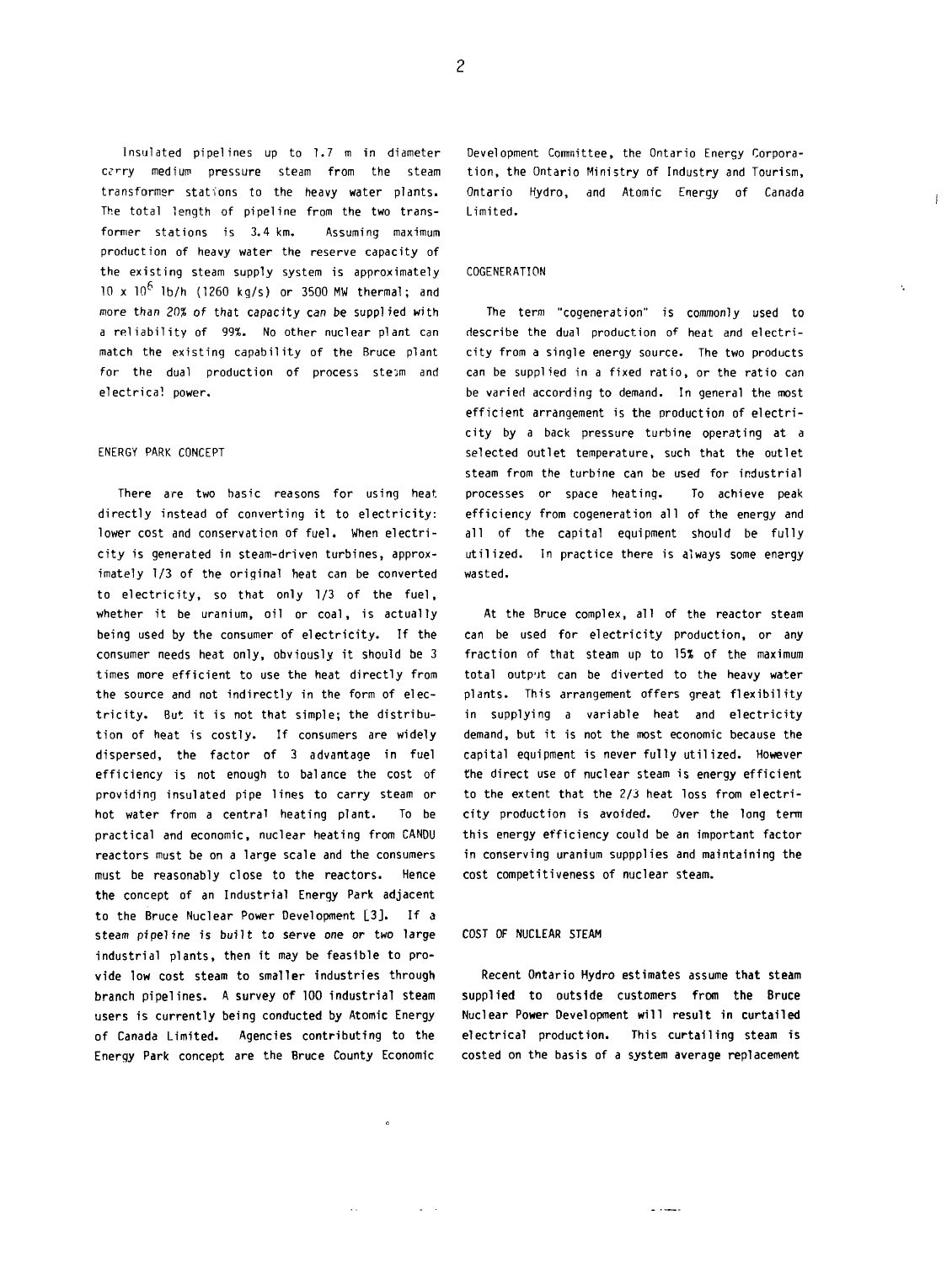Insulated pipelines up to 1.7 m in diameter carry medium pressure steam from the steam transformer stations to the heavy water plants. The total length of pipeline from the two transformer stations is 3.4 km. Assuming maximum production of heavy water the reserve capacity of the existing steam supply system is approximately $10 \times 10^6$ lb/h (1260 kg/s) or 3500 MW thermal; and more than 20% of that capacity can be supplied with a reliability of 99%. No other nuclear plant can match the existing capability of the Bruce plant for the dual production of process steam and electrical power.

## ENERGY PARK CONCEPT

There are two basic reasons for using heat directly instead of converting it to electricity: lower cost and conservation of fuel. When electricity is generated in steam-driven turbines, approximately 1/3 of the original heat can be converted to electricity, so that only 1/3 of the fuel, whether it be uranium, oil or coal, is actually being used by the consumer of electricity. If the consumer needs heat only, obviously it should be 3 times more efficient to use the heat directly from the source and not indirectly in the form of electricity. But it is not that simple; the distribution of heat is costly. If consumers are widely dispersed, the factor of 3 advantage in fuel efficiency is not enough to balance the cost of providing insulated pipe lines to carry steam or hot water from a central heating plant. To be practical and economic, nuclear heating from CANDU reactors must be on a large scale and the consumers must be reasonably close to the reactors. Hence the concept of an Industrial Energy Park adjacent to the Bruce Nuclear Power Development [3]. If a steam pipeline is built to serve one or two large industrial plants, then it may be feasible to provide low cost steam to smaller industries through branch pipelines. A survey of 100 industrial steam users is currently being conducted by Atomic Energy of Canada Limited. Agencies contributing to the Energy Park concept are the Bruce County Economic Development Committee, the Ontario Energy Corporation, the Ontario Ministry of Industry and Tourism, Ontario Hydro, and Atomic Energy of Canada Limited.

## COGENERATION

The term "cogeneration" is commonly used to describe the dual production of heat and electricity from a single energy source. The two products can be supplied in a fixed ratio, or the ratio can be varied according to demand. In general the most efficient arrangement is the production of electricity by a back pressure turbine operating at a selected outlet temperature, such that the outlet steam from the turbine can be used for industrial processes or space heating. To achieve peak efficiency from cogeneration all of the energy and all of the capital equipment should be fully utilized. In practice there is always some energy wasted.

At the Bruce complex, all of the reactor steam can be used for electricity production, or any fraction of that steam up to 15% of the maximum total output can be diverted to the heavy water plants. This arrangement offers great flexibility in supplying a variable heat and electricity demand, but it is not the most economic because the capital equipment is never fully utilized. However the direct use of nuclear steam is energy efficient to the extent that the 2/3 heat loss from electricity production is avoided. Over the long term this energy efficiency could be an important factor in conserving uranium suppplies and maintaining the cost competitiveness of nuclear steam.

## COST OF NUCLEAR STEAM

Recent Ontario Hydro estimates assume that steam supplied to outside customers from the Bruce Nuclear Power Development will result in curtailed electrical production. This curtailing steam is costed on the basis of a system average replacement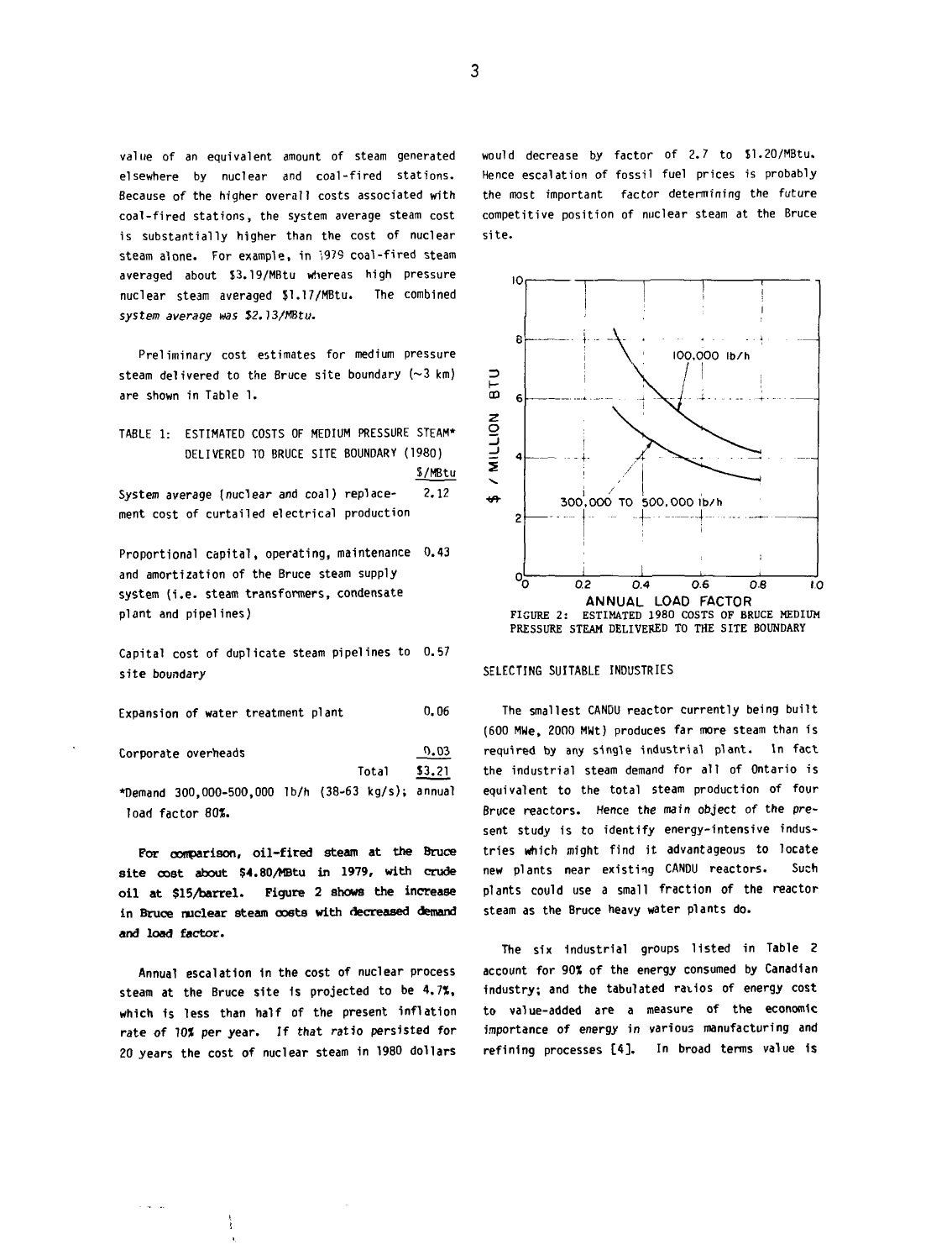value of an equivalent amount of steam generated elsewhere by nuclear and coal-fired stations. Because of the higher overall costs associated with coal-fired stations, the system average steam cost is substantially higher than the cost of nuclear steam alone. For example, in 1979 coal-fired steam averaged about $3.19/MBtu whereas high pressure nuclear steam averaged $1.17/MBtu. The combined system average was $2.13/MBtu.

Preliminary cost estimates for medium pressure steam delivered to the Bruce site boundary (~3 km) are shown in Table 1.

TABLE 1: ESTIMATED COSTS OF MEDIUM PRESSURE STEAM* DELIVERED TO BRUCE SITE BOUNDARY (1980)

| | $/MBtu |
|---|---|
| System average (nuclear and coal) replacement cost of curtailed electrical production | 2.12 |
| Proportional capital, operating, maintenance and amortization of the Bruce steam supply system (i.e. steam transformers, condensate plant and pipelines) | 0.43 |
| Capital cost of duplicate steam pipelines to site boundary | 0.57 |
| Expansion of water treatment plant | 0.06 |
| Corporate overheads | 0.03 |
| Total | $3.21 |

*Demand 300,000-500,000 lb/h (38-63 kg/s); annual load factor 80%.

**For comparison, oil-fired steam at the Bruce site cost about $4.80/MBtu in 1979, with crude oil at $15/barrel. Figure 2 shows the increase in Bruce nuclear steam costs with decreased demand and load factor.**

Annual escalation in the cost of nuclear process steam at the Bruce site is projected to be 4.7%, which is less than half of the present inflation rate of 10% per year. If that ratio persisted for 20 years the cost of nuclear steam in 1980 dollars would decrease by factor of 2.7 to $1.20/MBtu. Hence escalation of fossil fuel prices is probably the most important factor determining the future competitive position of nuclear steam at the Bruce site.

FIGURE 2: ESTIMATED 1980 COSTS OF BRUCE MEDIUM PRESSURE STEAM DELIVERED TO THE SITE BOUNDARY

## SELECTING SUITABLE INDUSTRIES

The smallest CANDU reactor currently being built (600 MWe, 2000 MWt) produces far more steam than is required by any single industrial plant. In fact the industrial steam demand for all of Ontario is equivalent to the total steam production of four Bruce reactors. Hence the main object of the present study is to identify energy-intensive industries which might find it advantageous to locate new plants near existing CANDU reactors. Such plants could use a small fraction of the reactor steam as the Bruce heavy water plants do.

The six industrial groups listed in Table 2 account for 90% of the energy consumed by Canadian industry; and the tabulated ratios of energy cost to value-added are a measure of the economic importance of energy in various manufacturing and refining processes [4]. In broad terms value is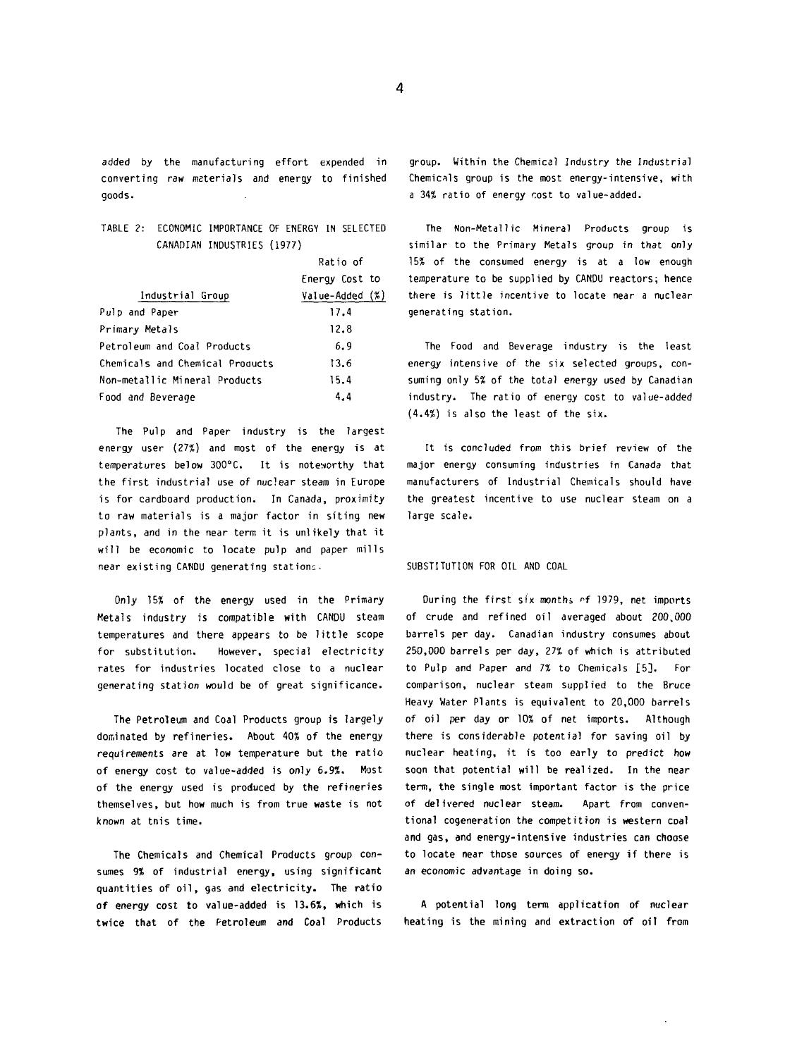added by the manufacturing effort expended in converting raw materials and energy to finished goods.

TABLE 2: ECONOMIC IMPORTANCE OF ENERGY IN SELECTED CANADIAN INDUSTRIES (1977)

| Industrial Group | Ratio of Energy Cost to Value-Added (%) |
|---|---|
| Pulp and Paper | 17.4 |
| Primary Metals | 12.8 |
| Petroleum and Coal Products | 6.9 |
| Chemicals and Chemical Products | 13.6 |
| Non-metallic Mineral Products | 15.4 |
| Food and Beverage | 4.4 |

The Pulp and Paper industry is the largest energy user (27%) and most of the energy is at temperatures below 300°C. It is noteworthy that the first industrial use of nuclear steam in Europe is for cardboard production. In Canada, proximity to raw materials is a major factor in siting new plants, and in the near term it is unlikely that it will be economic to locate pulp and paper mills near existing CANDU generating stations.

Only 15% of the energy used in the Primary Metals industry is compatible with CANDU steam temperatures and there appears to be little scope for substitution. However, special electricity rates for industries located close to a nuclear generating station would be of great significance.

The Petroleum and Coal Products group is largely dominated by refineries. About 40% of the energy requirements are at low temperature but the ratio of energy cost to value-added is only 6.9%. Most of the energy used is produced by the refineries themselves, but how much is from true waste is not known at this time.

The Chemicals and Chemical Products group consumes 9% of industrial energy, using significant quantities of oil, gas and electricity. The ratio of energy cost to value-added is 13.6%, which is twice that of the Petroleum and Coal Products group. Within the Chemical Industry the Industrial Chemicals group is the most energy-intensive, with a 34% ratio of energy cost to value-added.

The Non-Metallic Mineral Products group is similar to the Primary Metals group in that only 15% of the consumed energy is at a low enough temperature to be supplied by CANDU reactors; hence there is little incentive to locate near a nuclear generating station.

The Food and Beverage industry is the least energy intensive of the six selected groups, consuming only 5% of the total energy used by Canadian industry. The ratio of energy cost to value-added (4.4%) is also the least of the six.

It is concluded from this brief review of the major energy consuming industries in Canada that manufacturers of Industrial Chemicals should have the greatest incentive to use nuclear steam on a large scale.

## SUBSTITUTION FOR OIL AND COAL

During the first six months of 1979, net imports of crude and refined oil averaged about 200,000 barrels per day. Canadian industry consumes about 250,000 barrels per day, 27% of which is attributed to Pulp and Paper and 7% to Chemicals [5]. For comparison, nuclear steam supplied to the Bruce Heavy Water Plants is equivalent to 20,000 barrels of oil per day or 10% of net imports. Although there is considerable potential for saving oil by nuclear heating, it is too early to predict how soon that potential will be realized. In the near term, the single most important factor is the price of delivered nuclear steam. Apart from conventional cogeneration the competition is western coal and gas, and energy-intensive industries can choose to locate near those sources of energy if there is an economic advantage in doing so.

A potential long term application of nuclear heating is the mining and extraction of oil from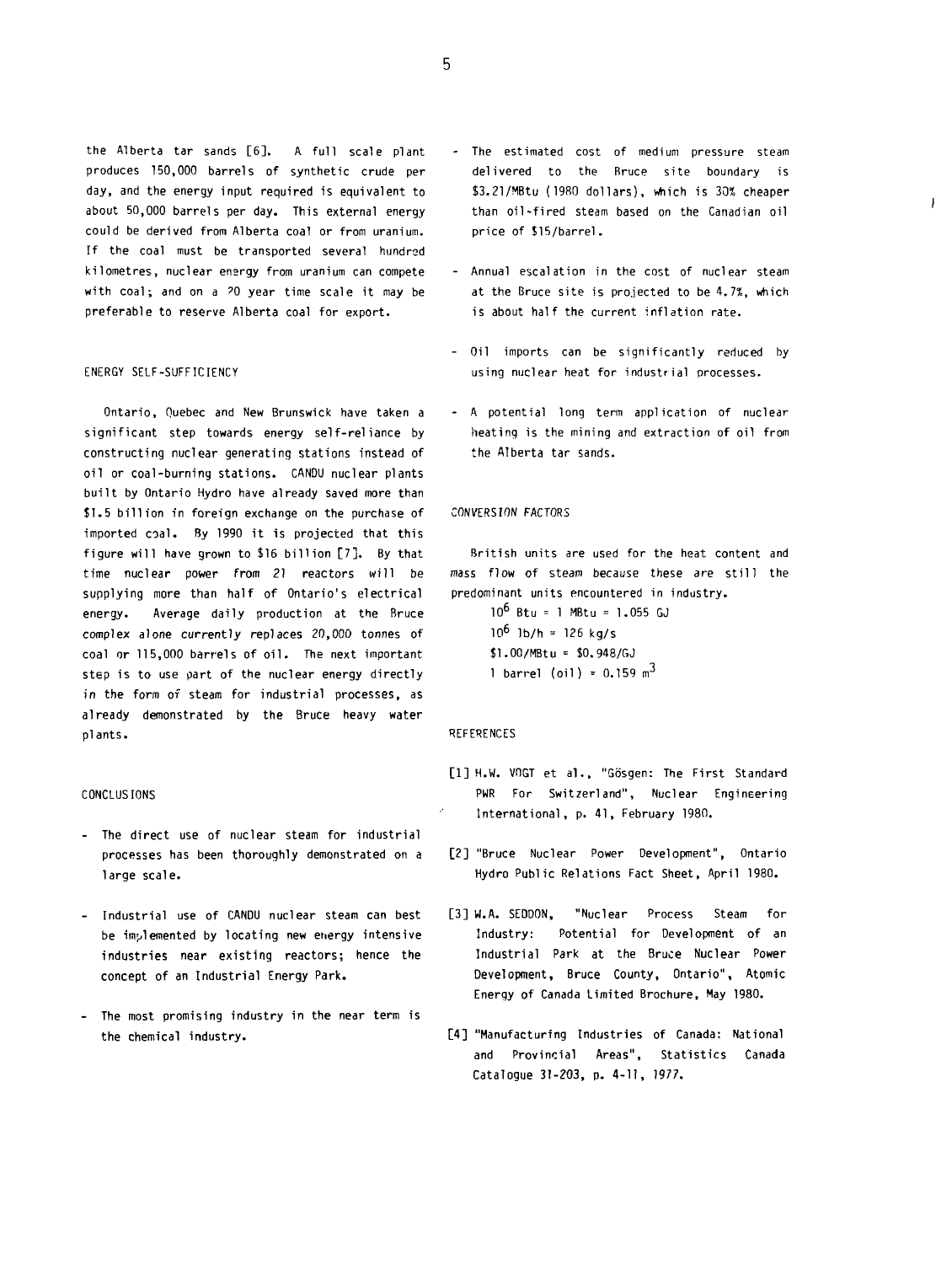the Alberta tar sands [6]. A full scale plant produces 150,000 barrels of synthetic crude per day, and the energy input required is equivalent to about 50,000 barrels per day. This external energy could be derived from Alberta coal or from uranium. If the coal must be transported several hundred kilometres, nuclear energy from uranium can compete with coal; and on a 20 year time scale it may be preferable to reserve Alberta coal for export.

## ENERGY SELF-SUFFICIENCY

Ontario, Quebec and New Brunswick have taken a significant step towards energy self-reliance by constructing nuclear generating stations instead of oil or coal-burning stations. CANDU nuclear plants built by Ontario Hydro have already saved more than $1.5 billion in foreign exchange on the purchase of imported coal. By 1990 it is projected that this figure will have grown to $16 billion [7]. By that time nuclear power from 21 reactors will be supplying more than half of Ontario's electrical energy. Average daily production at the Bruce complex alone currently replaces 20,000 tonnes of coal or 115,000 barrels of oil. The next important step is to use part of the nuclear energy directly in the form of steam for industrial processes, as already demonstrated by the Bruce heavy water plants.

## CONCLUSIONS

- The direct use of nuclear steam for industrial processes has been thoroughly demonstrated on a large scale.
- Industrial use of CANDU nuclear steam can best be implemented by locating new energy intensive industries near existing reactors; hence the concept of an Industrial Energy Park.
- The most promising industry in the near term is the chemical industry.
- The estimated cost of medium pressure steam delivered to the Bruce site boundary is $3.21/MBtu (1980 dollars), which is 30% cheaper than oil-fired steam based on the Canadian oil price of $15/barrel.
- Annual escalation in the cost of nuclear steam at the Bruce site is projected to be 4.7%, which is about half the current inflation rate.
- Oil imports can be significantly reduced by using nuclear heat for industrial processes.
- A potential long term application of nuclear heating is the mining and extraction of oil from the Alberta tar sands.

## CONVERSION FACTORS

British units are used for the heat content and mass flow of steam because these are still the predominant units encountered in industry.

$10^6$ Btu = 1 MBtu = 1.055 GJ
$10^6$ lb/h = 126 kg/s
$1.00/MBtu = $0.948/GJ
1 barrel (oil) = 0.159 $m^3$

## REFERENCES

[1] H.W. VOGT et al., "Gösgen: The First Standard PWR For Switzerland", Nuclear Engineering International, p. 41, February 1980.

[2] "Bruce Nuclear Power Development", Ontario Hydro Public Relations Fact Sheet, April 1980.

[3] W.A. SEDDON, "Nuclear Process Steam for Industry: Potential for Development of an Industrial Park at the Bruce Nuclear Power Development, Bruce County, Ontario", Atomic Energy of Canada Limited Brochure, May 1980.

[4] "Manufacturing Industries of Canada: National and Provincial Areas", Statistics Canada Catalogue 31-203, p. 4-11, 1977.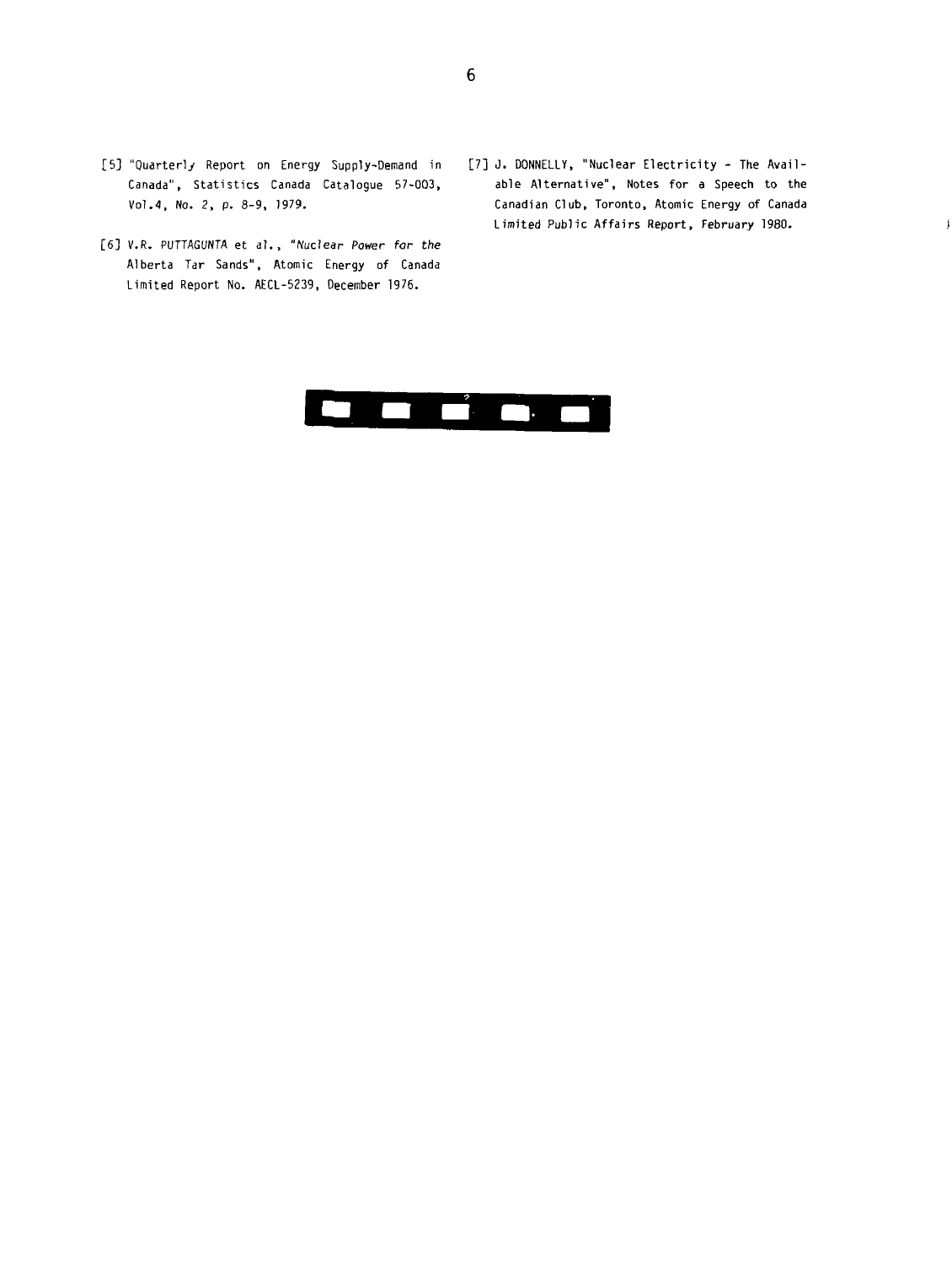[5] "Quarterly Report on Energy Supply-Demand in Canada", Statistics Canada Catalogue 57-003, Vol.4, No. 2, p. 8-9, 1979.

[6] V.R. PUTTAGUNTA et al., "*Nuclear Power for the* Alberta Tar Sands", Atomic Energy of Canada Limited Report No. AECL-5239, December 1976.

[7] J. DONNELLY, "Nuclear Electricity - The Available Alternative", Notes for a Speech to the Canadian Club, Toronto, Atomic Energy of Canada Limited Public Affairs Report, February 1980.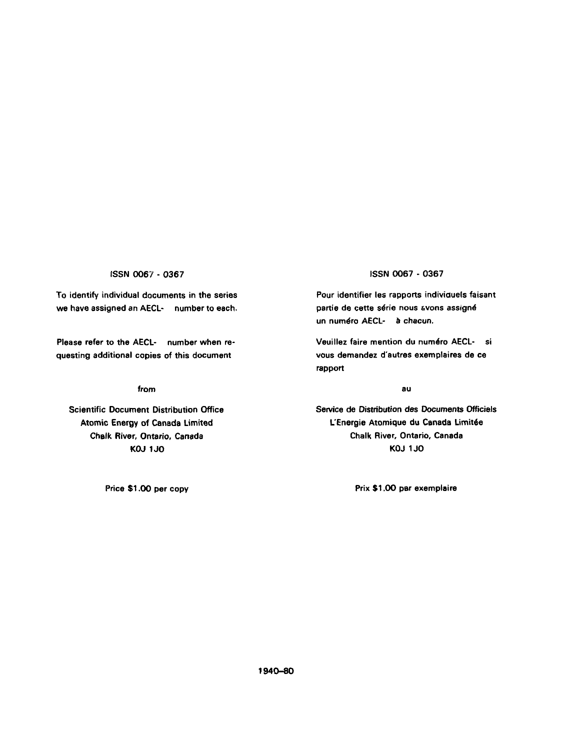ISSN 0067 - 0367

To identify individual documents in the series we have assigned an AECL- number to each.

Please refer to the AECL- number when requesting additional copies of this document

from

Scientific Document Distribution Office
Atomic Energy of Canada Limited
Chalk River, Ontario, Canada
K0J 1J0

Price $1.00 per copy

ISSN 0067 - 0367

Pour identifier les rapports individuels faisant partie de cette série nous avons assigné un numéro AECL- à chacun.

Veuillez faire mention du numéro AECL- si vous demandez d'autres exemplaires de ce rapport

au

Service de Distribution des Documents Officiels
L'Energie Atomique du Canada Limitée
Chalk River, Ontario, Canada
K0J 1J0

Prix $1.00 par exemplaire

1940-80